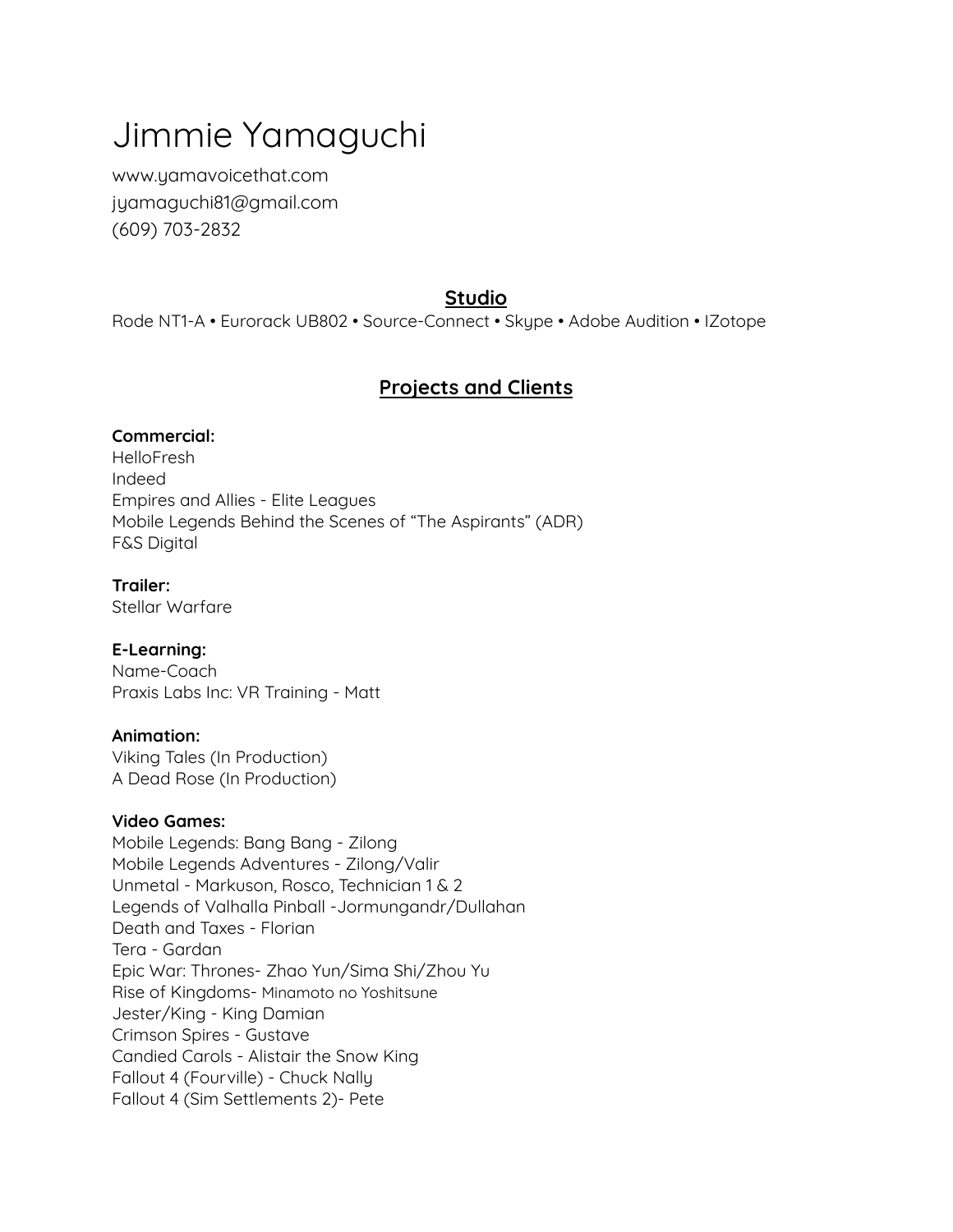# Jimmie Yamaguchi

www.yamavoicethat.com
jyamaguchi81@gmail.com
(609) 703-2832

## Studio

Rode NT1-A • Eurorack UB802 • Source-Connect • Skype • Adobe Audition • IZotope

## Projects and Clients

**Commercial:**
HelloFresh
Indeed
Empires and Allies - Elite Leagues
Mobile Legends Behind the Scenes of "The Aspirants" (ADR)
F&S Digital

**Trailer:**
Stellar Warfare

**E-Learning:**
Name-Coach
Praxis Labs Inc: VR Training - Matt

**Animation:**
Viking Tales (In Production)
A Dead Rose (In Production)

**Video Games:**
Mobile Legends: Bang Bang - Zilong
Mobile Legends Adventures - Zilong/Valir
Unmetal - Markuson, Rosco, Technician 1 & 2
Legends of Valhalla Pinball -Jormungandr/Dullahan
Death and Taxes - Florian
Tera - Gardan
Epic War: Thrones- Zhao Yun/Sima Shi/Zhou Yu
Rise of Kingdoms- Minamoto no Yoshitsune
Jester/King - King Damian
Crimson Spires - Gustave
Candied Carols - Alistair the Snow King
Fallout 4 (Fourville) - Chuck Nally
Fallout 4 (Sim Settlements 2)- Pete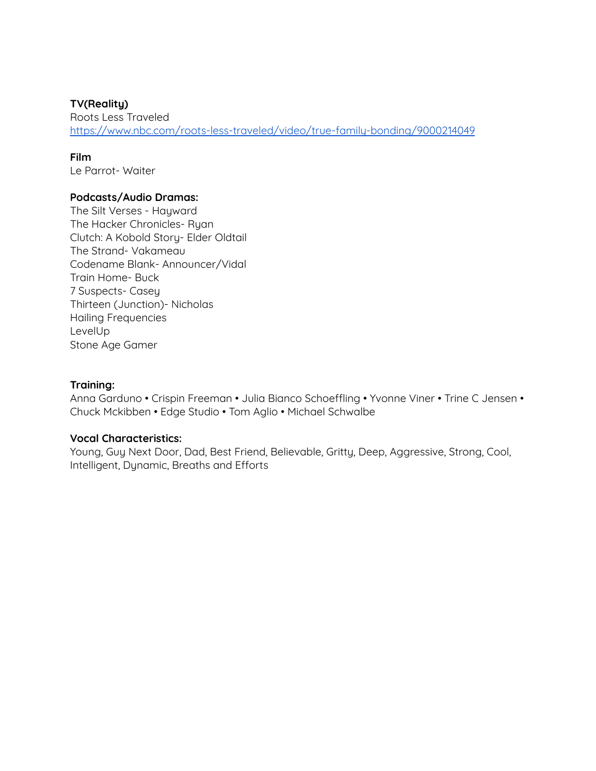**TV(Reality)**
Roots Less Traveled
[https://www.nbc.com/roots-less-traveled/video/true-family-bonding/9000214049](https://www.nbc.com/roots-less-traveled/video/true-family-bonding/9000214049)

**Film**
Le Parrot- Waiter

**Podcasts/Audio Dramas:**
The Silt Verses - Hayward
The Hacker Chronicles- Ryan
Clutch: A Kobold Story- Elder Oldtail
The Strand- Vakameau
Codename Blank- Announcer/Vidal
Train Home- Buck
7 Suspects- Casey
Thirteen (Junction)- Nicholas
Hailing Frequencies
LevelUp
Stone Age Gamer

**Training:**
Anna Garduno • Crispin Freeman • Julia Bianco Schoeffling • Yvonne Viner • Trine C Jensen • Chuck Mckibben • Edge Studio • Tom Aglio • Michael Schwalbe

**Vocal Characteristics:**
Young, Guy Next Door, Dad, Best Friend, Believable, Gritty, Deep, Aggressive, Strong, Cool, Intelligent, Dynamic, Breaths and Efforts